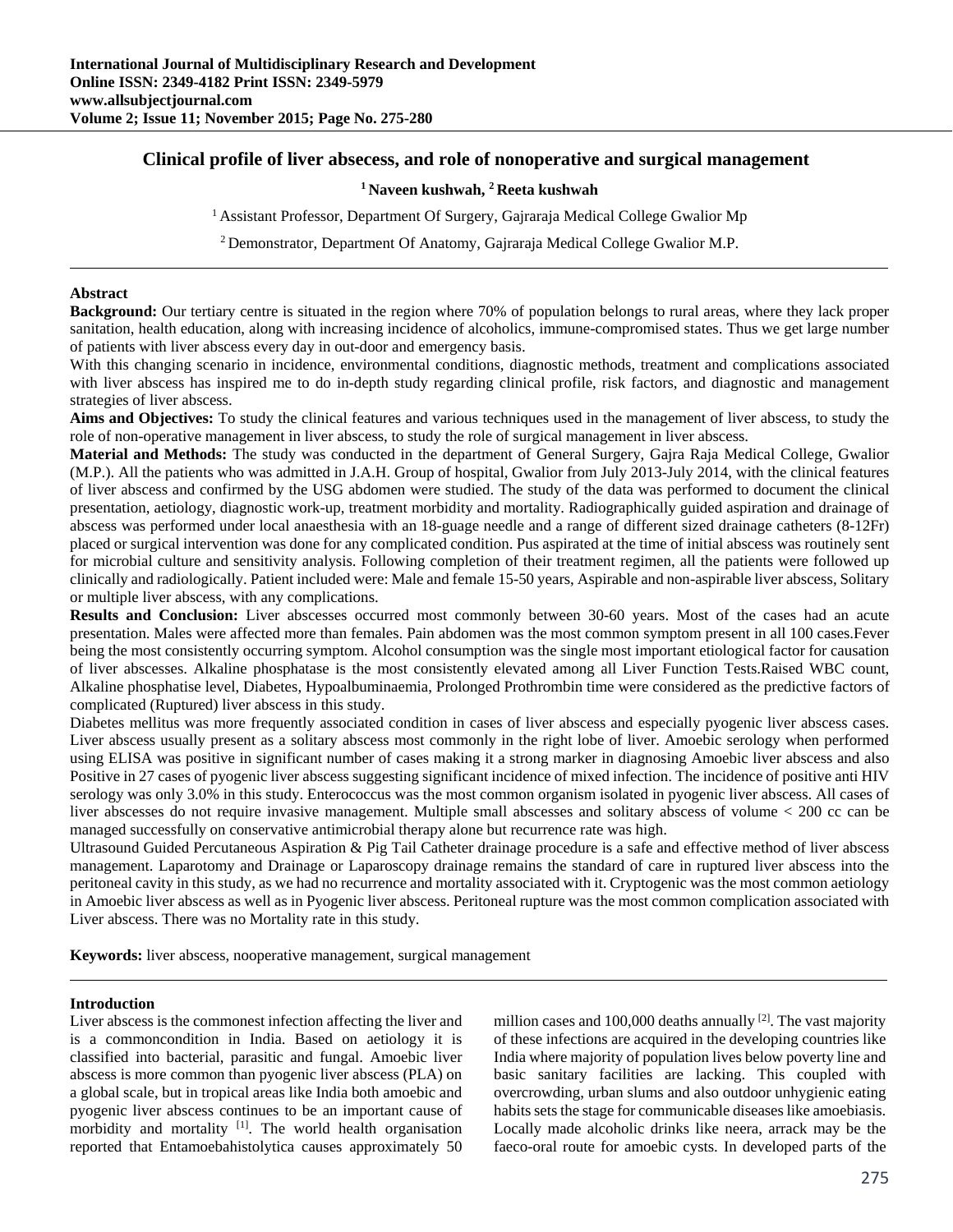# Clinical profile of liver absecess, and role of nonoperative and surgical management

**[1] Naveen kushwah, [2] Reeta kushwah**

[1] Assistant Professor, Department Of Surgery, Gajraraja Medical College Gwalior Mp

[2] Demonstrator, Department Of Anatomy, Gajraraja Medical College Gwalior M.P.

---

## Abstract

**Background:** Our tertiary centre is situated in the region where 70% of population belongs to rural areas, where they lack proper sanitation, health education, along with increasing incidence of alcoholics, immune-compromised states. Thus we get large number of patients with liver abscess every day in out-door and emergency basis.

With this changing scenario in incidence, environmental conditions, diagnostic methods, treatment and complications associated with liver abscess has inspired me to do in-depth study regarding clinical profile, risk factors, and diagnostic and management strategies of liver abscess.

**Aims and Objectives:** To study the clinical features and various techniques used in the management of liver abscess, to study the role of non-operative management in liver abscess, to study the role of surgical management in liver abscess.

**Material and Methods:** The study was conducted in the department of General Surgery, Gajra Raja Medical College, Gwalior (M.P.). All the patients who was admitted in J.A.H. Group of hospital, Gwalior from July 2013-July 2014, with the clinical features of liver abscess and confirmed by the USG abdomen were studied. The study of the data was performed to document the clinical presentation, aetiology, diagnostic work-up, treatment morbidity and mortality. Radiographically guided aspiration and drainage of abscess was performed under local anaesthesia with an 18-guage needle and a range of different sized drainage catheters (8-12Fr) placed or surgical intervention was done for any complicated condition. Pus aspirated at the time of initial abscess was routinely sent for microbial culture and sensitivity analysis. Following completion of their treatment regimen, all the patients were followed up clinically and radiologically. Patient included were: Male and female 15-50 years, Aspirable and non-aspirable liver abscess, Solitary or multiple liver abscess, with any complications.

**Results and Conclusion:** Liver abscesses occurred most commonly between 30-60 years. Most of the cases had an acute presentation. Males were affected more than females. Pain abdomen was the most common symptom present in all 100 cases.Fever being the most consistently occurring symptom. Alcohol consumption was the single most important etiological factor for causation of liver abscesses. Alkaline phosphatase is the most consistently elevated among all Liver Function Tests.Raised WBC count, Alkaline phosphatise level, Diabetes, Hypoalbuminaemia, Prolonged Prothrombin time were considered as the predictive factors of complicated (Ruptured) liver abscess in this study.

Diabetes mellitus was more frequently associated condition in cases of liver abscess and especially pyogenic liver abscess cases. Liver abscess usually present as a solitary abscess most commonly in the right lobe of liver. Amoebic serology when performed using ELISA was positive in significant number of cases making it a strong marker in diagnosing Amoebic liver abscess and also Positive in 27 cases of pyogenic liver abscess suggesting significant incidence of mixed infection. The incidence of positive anti HIV serology was only 3.0% in this study. Enterococcus was the most common organism isolated in pyogenic liver abscess. All cases of liver abscesses do not require invasive management. Multiple small abscesses and solitary abscess of volume < 200 cc can be managed successfully on conservative antimicrobial therapy alone but recurrence rate was high.

Ultrasound Guided Percutaneous Aspiration & Pig Tail Catheter drainage procedure is a safe and effective method of liver abscess management. Laparotomy and Drainage or Laparoscopy drainage remains the standard of care in ruptured liver abscess into the peritoneal cavity in this study, as we had no recurrence and mortality associated with it. Cryptogenic was the most common aetiology in Amoebic liver abscess as well as in Pyogenic liver abscess. Peritoneal rupture was the most common complication associated with Liver abscess. There was no Mortality rate in this study.

**Keywords:** liver abscess, nooperative management, surgical management

---

## Introduction

Liver abscess is the commonest infection affecting the liver and is a commoncondition in India. Based on aetiology it is classified into bacterial, parasitic and fungal. Amoebic liver abscess is more common than pyogenic liver abscess (PLA) on a global scale, but in tropical areas like India both amoebic and pyogenic liver abscess continues to be an important cause of morbidity and mortality [1]. The world health organisation reported that Entamoebahistolytica causes approximately 50 million cases and 100,000 deaths annually [2]. The vast majority of these infections are acquired in the developing countries like India where majority of population lives below poverty line and basic sanitary facilities are lacking. This coupled with overcrowding, urban slums and also outdoor unhygienic eating habits sets the stage for communicable diseases like amoebiasis. Locally made alcoholic drinks like neera, arrack may be the faeco-oral route for amoebic cysts. In developed parts of the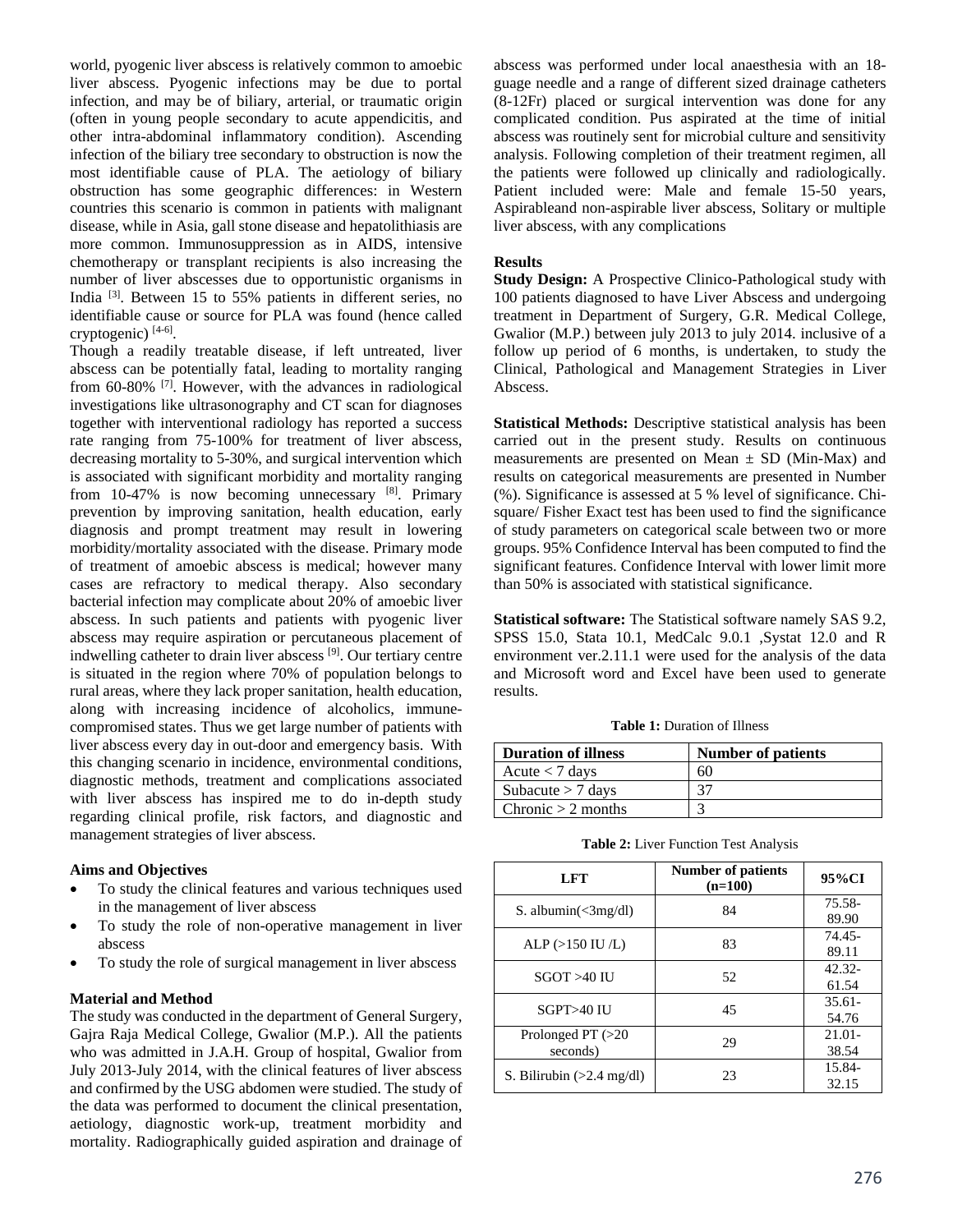world, pyogenic liver abscess is relatively common to amoebic liver abscess. Pyogenic infections may be due to portal infection, and may be of biliary, arterial, or traumatic origin (often in young people secondary to acute appendicitis, and other intra-abdominal inflammatory condition). Ascending infection of the biliary tree secondary to obstruction is now the most identifiable cause of PLA. The aetiology of biliary obstruction has some geographic differences: in Western countries this scenario is common in patients with malignant disease, while in Asia, gall stone disease and hepatolithiasis are more common. Immunosuppression as in AIDS, intensive chemotherapy or transplant recipients is also increasing the number of liver abscesses due to opportunistic organisms in India [3]. Between 15 to 55% patients in different series, no identifiable cause or source for PLA was found (hence called cryptogenic) [4-6].

Though a readily treatable disease, if left untreated, liver abscess can be potentially fatal, leading to mortality ranging from 60-80% [7]. However, with the advances in radiological investigations like ultrasonography and CT scan for diagnoses together with interventional radiology has reported a success rate ranging from 75-100% for treatment of liver abscess, decreasing mortality to 5-30%, and surgical intervention which is associated with significant morbidity and mortality ranging from 10-47% is now becoming unnecessary [8]. Primary prevention by improving sanitation, health education, early diagnosis and prompt treatment may result in lowering morbidity/mortality associated with the disease. Primary mode of treatment of amoebic abscess is medical; however many cases are refractory to medical therapy. Also secondary bacterial infection may complicate about 20% of amoebic liver abscess. In such patients and patients with pyogenic liver abscess may require aspiration or percutaneous placement of indwelling catheter to drain liver abscess [9]. Our tertiary centre is situated in the region where 70% of population belongs to rural areas, where they lack proper sanitation, health education, along with increasing incidence of alcoholics, immune-compromised states. Thus we get large number of patients with liver abscess every day in out-door and emergency basis. With this changing scenario in incidence, environmental conditions, diagnostic methods, treatment and complications associated with liver abscess has inspired me to do in-depth study regarding clinical profile, risk factors, and diagnostic and management strategies of liver abscess.

### Aims and Objectives

- To study the clinical features and various techniques used in the management of liver abscess
- To study the role of non-operative management in liver abscess
- To study the role of surgical management in liver abscess

### Material and Method

The study was conducted in the department of General Surgery, Gajra Raja Medical College, Gwalior (M.P.). All the patients who was admitted in J.A.H. Group of hospital, Gwalior from July 2013-July 2014, with the clinical features of liver abscess and confirmed by the USG abdomen were studied. The study of the data was performed to document the clinical presentation, aetiology, diagnostic work-up, treatment morbidity and mortality. Radiographically guided aspiration and drainage of abscess was performed under local anaesthesia with an 18-guage needle and a range of different sized drainage catheters (8-12Fr) placed or surgical intervention was done for any complicated condition. Pus aspirated at the time of initial abscess was routinely sent for microbial culture and sensitivity analysis. Following completion of their treatment regimen, all the patients were followed up clinically and radiologically. Patient included were: Male and female 15-50 years, Aspirableand non-aspirable liver abscess, Solitary or multiple liver abscess, with any complications

### Results

**Study Design:** A Prospective Clinico-Pathological study with 100 patients diagnosed to have Liver Abscess and undergoing treatment in Department of Surgery, G.R. Medical College, Gwalior (M.P.) between july 2013 to july 2014. inclusive of a follow up period of 6 months, is undertaken, to study the Clinical, Pathological and Management Strategies in Liver Abscess.

**Statistical Methods:** Descriptive statistical analysis has been carried out in the present study. Results on continuous measurements are presented on Mean ± SD (Min-Max) and results on categorical measurements are presented in Number (%). Significance is assessed at 5 % level of significance. Chi-square/ Fisher Exact test has been used to find the significance of study parameters on categorical scale between two or more groups. 95% Confidence Interval has been computed to find the significant features. Confidence Interval with lower limit more than 50% is associated with statistical significance.

**Statistical software:** The Statistical software namely SAS 9.2, SPSS 15.0, Stata 10.1, MedCalc 9.0.1 ,Systat 12.0 and R environment ver.2.11.1 were used for the analysis of the data and Microsoft word and Excel have been used to generate results.

**Table 1:** Duration of Illness

| Duration of illness | Number of patients |
|---|---|
| Acute < 7 days | 60 |
| Subacute > 7 days | 37 |
| Chronic > 2 months | 3 |

**Table 2:** Liver Function Test Analysis

| LFT | Number of patients (n=100) | 95%CI |
|---|---|---|
| S. albumin(<3mg/dl) | 84 | 75.58-89.90 |
| ALP (>150 IU /L) | 83 | 74.45-89.11 |
| SGOT >40 IU | 52 | 42.32-61.54 |
| SGPT>40 IU | 45 | 35.61-54.76 |
| Prolonged PT (>20 seconds) | 29 | 21.01-38.54 |
| S. Bilirubin (>2.4 mg/dl) | 23 | 15.84-32.15 |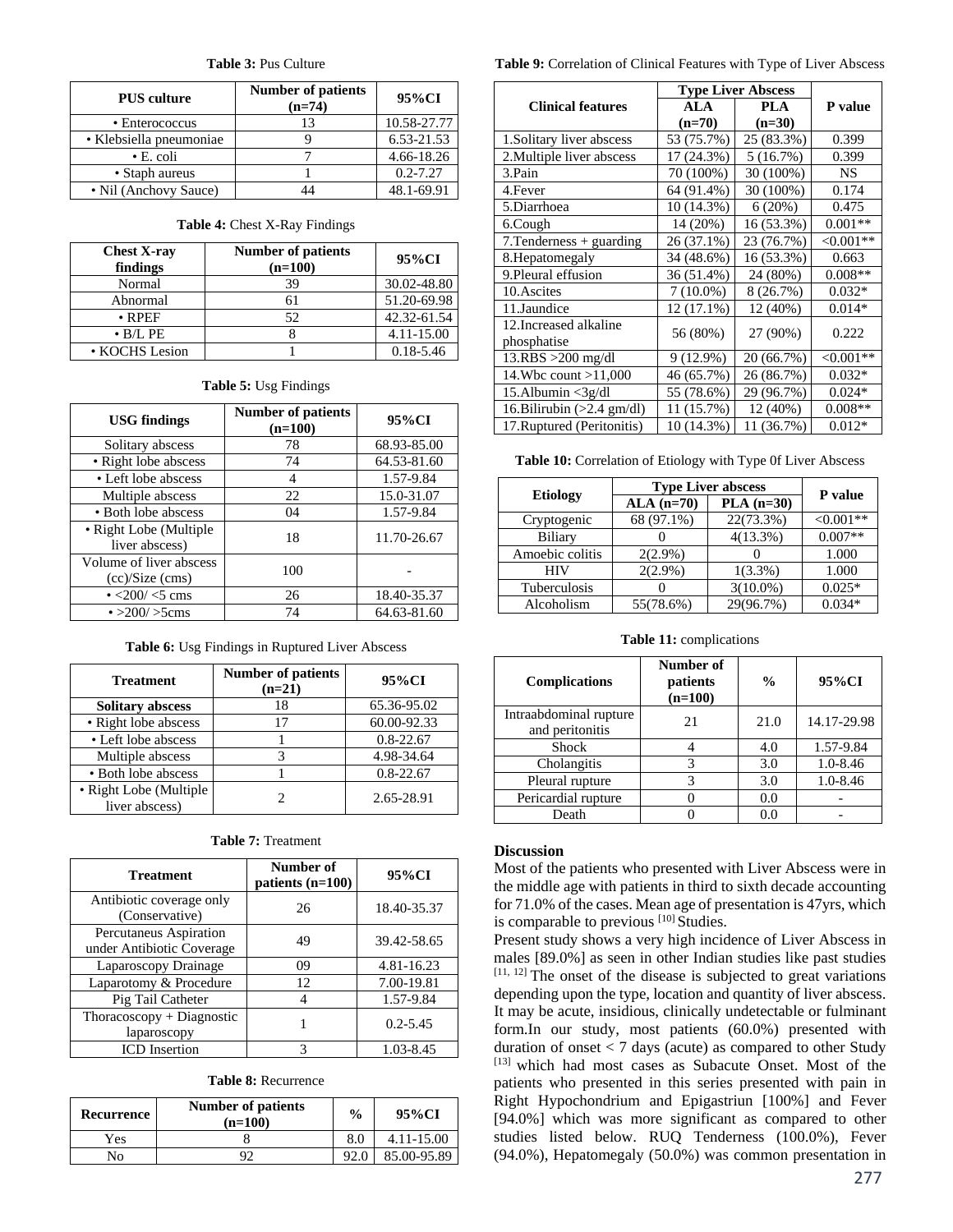**Table 3:** Pus Culture

| PUS culture | Number of patients (n=74) | 95%CI |
|---|---|---|
| • Enterococcus | 13 | 10.58-27.77 |
| • Klebsiella pneumoniae | 9 | 6.53-21.53 |
| • E. coli | 7 | 4.66-18.26 |
| • Staph aureus | 1 | 0.2-7.27 |
| • Nil (Anchovy Sauce) | 44 | 48.1-69.91 |

**Table 4:** Chest X-Ray Findings

| Chest X-ray findings | Number of patients (n=100) | 95%CI |
|---|---|---|
| Normal | 39 | 30.02-48.80 |
| Abnormal | 61 | 51.20-69.98 |
| • RPEF | 52 | 42.32-61.54 |
| • B/L PE | 8 | 4.11-15.00 |
| • KOCHS Lesion | 1 | 0.18-5.46 |

**Table 5:** Usg Findings

| USG findings | Number of patients (n=100) | 95%CI |
|---|---|---|
| Solitary abscess | 78 | 68.93-85.00 |
| • Right lobe abscess | 74 | 64.53-81.60 |
| • Left lobe abscess | 4 | 1.57-9.84 |
| Multiple abscess | 22 | 15.0-31.07 |
| • Both lobe abscess | 04 | 1.57-9.84 |
| • Right Lobe (Multiple liver abscess) | 18 | 11.70-26.67 |
| Volume of liver abscess (cc)/Size (cms) | 100 | - |
| • <200/ <5 cms | 26 | 18.40-35.37 |
| • >200/ >5cms | 74 | 64.63-81.60 |

**Table 6:** Usg Findings in Ruptured Liver Abscess

| Treatment | Number of patients (n=21) | 95%CI |
|---|---|---|
| **Solitary abscess** | 18 | 65.36-95.02 |
| • Right lobe abscess | 17 | 60.00-92.33 |
| • Left lobe abscess | 1 | 0.8-22.67 |
| Multiple abscess | 3 | 4.98-34.64 |
| • Both lobe abscess | 1 | 0.8-22.67 |
| • Right Lobe (Multiple liver abscess) | 2 | 2.65-28.91 |

**Table 7:** Treatment

| Treatment | Number of patients (n=100) | 95%CI |
|---|---|---|
| Antibiotic coverage only (Conservative) | 26 | 18.40-35.37 |
| Percutaneus Aspiration under Antibiotic Coverage | 49 | 39.42-58.65 |
| Laparoscopy Drainage | 09 | 4.81-16.23 |
| Laparotomy & Procedure | 12 | 7.00-19.81 |
| Pig Tail Catheter | 4 | 1.57-9.84 |
| Thoracoscopy + Diagnostic laparoscopy | 1 | 0.2-5.45 |
| ICD Insertion | 3 | 1.03-8.45 |

**Table 8:** Recurrence

| Recurrence | Number of patients (n=100) | % | 95%CI |
|---|---|---|---|
| Yes | 8 | 8.0 | 4.11-15.00 |
| No | 92 | 92.0 | 85.00-95.89 |

**Table 9:** Correlation of Clinical Features with Type of Liver Abscess

| Clinical features | Type Liver Abscess | | P value |
|---|---|---|---|
| | ALA (n=70) | PLA (n=30) | |
| 1.Solitary liver abscess | 53 (75.7%) | 25 (83.3%) | 0.399 |
| 2.Multiple liver abscess | 17 (24.3%) | 5 (16.7%) | 0.399 |
| 3.Pain | 70 (100%) | 30 (100%) | NS |
| 4.Fever | 64 (91.4%) | 30 (100%) | 0.174 |
| 5.Diarrhoea | 10 (14.3%) | 6 (20%) | 0.475 |
| 6.Cough | 14 (20%) | 16 (53.3%) | 0.001** |
| 7.Tenderness + guarding | 26 (37.1%) | 23 (76.7%) | <0.001** |
| 8.Hepatomegaly | 34 (48.6%) | 16 (53.3%) | 0.663 |
| 9.Pleural effusion | 36 (51.4%) | 24 (80%) | 0.008** |
| 10.Ascites | 7 (10.0%) | 8 (26.7%) | 0.032* |
| 11.Jaundice | 12 (17.1%) | 12 (40%) | 0.014* |
| 12.Increased alkaline phosphatise | 56 (80%) | 27 (90%) | 0.222 |
| 13.RBS >200 mg/dl | 9 (12.9%) | 20 (66.7%) | <0.001** |
| 14.Wbc count >11,000 | 46 (65.7%) | 26 (86.7%) | 0.032* |
| 15.Albumin <3g/dl | 55 (78.6%) | 29 (96.7%) | 0.024* |
| 16.Bilirubin (>2.4 gm/dl) | 11 (15.7%) | 12 (40%) | 0.008** |
| 17.Ruptured (Peritonitis) | 10 (14.3%) | 11 (36.7%) | 0.012* |

**Table 10:** Correlation of Etiology with Type 0f Liver Abscess

| Etiology | Type Liver abscess | | P value |
|---|---|---|---|
| | ALA (n=70) | PLA (n=30) | |
| Cryptogenic | 68 (97.1%) | 22(73.3%) | <0.001** |
| Biliary | 0 | 4(13.3%) | 0.007** |
| Amoebic colitis | 2(2.9%) | 0 | 1.000 |
| HIV | 2(2.9%) | 1(3.3%) | 1.000 |
| Tuberculosis | 0 | 3(10.0%) | 0.025* |
| Alcoholism | 55(78.6%) | 29(96.7%) | 0.034* |

**Table 11:** complications

| Complications | Number of patients (n=100) | % | 95%CI |
|---|---|---|---|
| Intraabdominal rupture and peritonitis | 21 | 21.0 | 14.17-29.98 |
| Shock | 4 | 4.0 | 1.57-9.84 |
| Cholangitis | 3 | 3.0 | 1.0-8.46 |
| Pleural rupture | 3 | 3.0 | 1.0-8.46 |
| Pericardial rupture | 0 | 0.0 | - |
| Death | 0 | 0.0 | - |

## Discussion

Most of the patients who presented with Liver Abscess were in the middle age with patients in third to sixth decade accounting for 71.0% of the cases. Mean age of presentation is 47yrs, which is comparable to previous [10] Studies.

Present study shows a very high incidence of Liver Abscess in males [89.0%] as seen in other Indian studies like past studies [11, 12] The onset of the disease is subjected to great variations depending upon the type, location and quantity of liver abscess. It may be acute, insidious, clinically undetectable or fulminant form.In our study, most patients (60.0%) presented with duration of onset < 7 days (acute) as compared to other Study [13] which had most cases as Subacute Onset. Most of the patients who presented in this series presented with pain in Right Hypochondrium and Epigastriun [100%] and Fever [94.0%] which was more significant as compared to other studies listed below. RUQ Tenderness (100.0%), Fever (94.0%), Hepatomegaly (50.0%) was common presentation in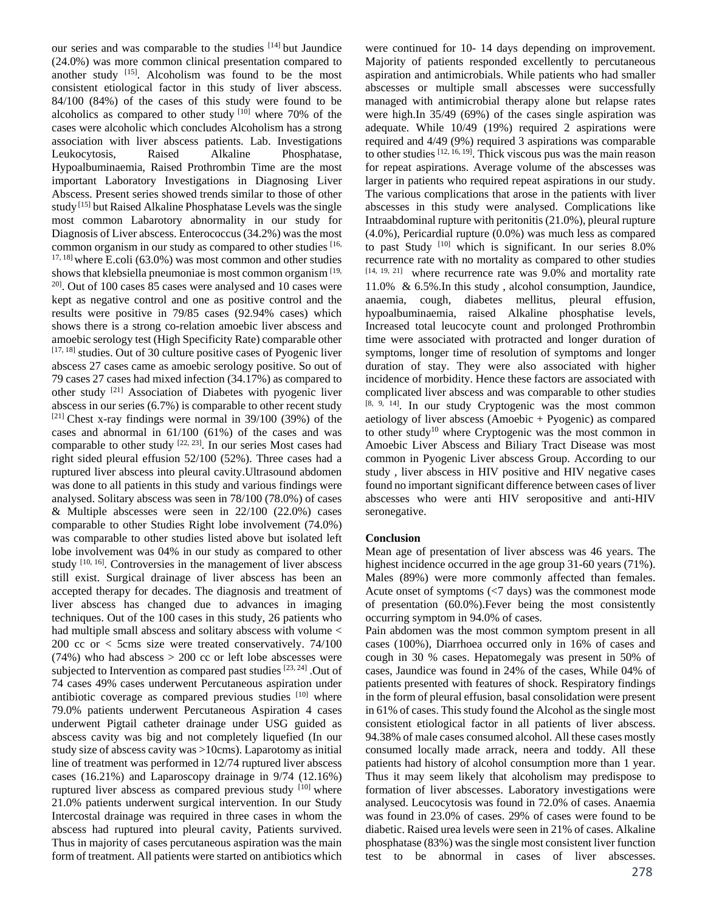our series and was comparable to the studies [14] but Jaundice (24.0%) was more common clinical presentation compared to another study [15]. Alcoholism was found to be the most consistent etiological factor in this study of liver abscess. 84/100 (84%) of the cases of this study were found to be alcoholics as compared to other study [10] where 70% of the cases were alcoholic which concludes Alcoholism has a strong association with liver abscess patients. Lab. Investigations Leukocytosis, Raised Alkaline Phosphatase, Hypoalbuminaemia, Raised Prothrombin Time are the most important Laboratory Investigations in Diagnosing Liver Abscess. Present series showed trends similar to those of other study [15] but Raised Alkaline Phosphatase Levels was the single most common Labarotory abnormality in our study for Diagnosis of Liver abscess. Enterococcus (34.2%) was the most common organism in our study as compared to other studies [16, 17, 18] where E.coli (63.0%) was most common and other studies shows that klebsiella pneumoniae is most common organism [19, 20]. Out of 100 cases 85 cases were analysed and 10 cases were kept as negative control and one as positive control and the results were positive in 79/85 cases (92.94% cases) which shows there is a strong co-relation amoebic liver abscess and amoebic serology test (High Specificity Rate) comparable other [17, 18] studies. Out of 30 culture positive cases of Pyogenic liver abscess 27 cases came as amoebic serology positive. So out of 79 cases 27 cases had mixed infection (34.17%) as compared to other study [21] Association of Diabetes with pyogenic liver abscess in our series (6.7%) is comparable to other recent study [21] Chest x-ray findings were normal in 39/100 (39%) of the cases and abnormal in 61/100 (61%) of the cases and was comparable to other study [22, 23]. In our series Most cases had right sided pleural effusion 52/100 (52%). Three cases had a ruptured liver abscess into pleural cavity.Ultrasound abdomen was done to all patients in this study and various findings were analysed. Solitary abscess was seen in 78/100 (78.0%) of cases & Multiple abscesses were seen in 22/100 (22.0%) cases comparable to other Studies Right lobe involvement (74.0%) was comparable to other studies listed above but isolated left lobe involvement was 04% in our study as compared to other study [10, 16]. Controversies in the management of liver abscess still exist. Surgical drainage of liver abscess has been an accepted therapy for decades. The diagnosis and treatment of liver abscess has changed due to advances in imaging techniques. Out of the 100 cases in this study, 26 patients who had multiple small abscess and solitary abscess with volume < 200 cc or < 5cms size were treated conservatively. 74/100 (74%) who had abscess > 200 cc or left lobe abscesses were subjected to Intervention as compared past studies [23, 24] .Out of 74 cases 49% cases underwent Percutaneous aspiration under antibiotic coverage as compared previous studies [10] where 79.0% patients underwent Percutaneous Aspiration 4 cases underwent Pigtail catheter drainage under USG guided as abscess cavity was big and not completely liquefied (In our study size of abscess cavity was >10cms). Laparotomy as initial line of treatment was performed in 12/74 ruptured liver abscess cases (16.21%) and Laparoscopy drainage in 9/74 (12.16%) ruptured liver abscess as compared previous study [10] where 21.0% patients underwent surgical intervention. In our Study Intercostal drainage was required in three cases in whom the abscess had ruptured into pleural cavity, Patients survived. Thus in majority of cases percutaneous aspiration was the main form of treatment. All patients were started on antibiotics which were continued for 10- 14 days depending on improvement. Majority of patients responded excellently to percutaneous aspiration and antimicrobials. While patients who had smaller abscesses or multiple small abscesses were successfully managed with antimicrobial therapy alone but relapse rates were high.In 35/49 (69%) of the cases single aspiration was adequate. While 10/49 (19%) required 2 aspirations were required and 4/49 (9%) required 3 aspirations was comparable to other studies [12, 16, 19]. Thick viscous pus was the main reason for repeat aspirations. Average volume of the abscesses was larger in patients who required repeat aspirations in our study. The various complications that arose in the patients with liver abscesses in this study were analysed. Complications like Intraabdominal rupture with peritonitis (21.0%), pleural rupture (4.0%), Pericardial rupture (0.0%) was much less as compared to past Study [10] which is significant. In our series 8.0% recurrence rate with no mortality as compared to other studies [14, 19, 21] where recurrence rate was 9.0% and mortality rate 11.0% & 6.5%.In this study , alcohol consumption, Jaundice, anaemia, cough, diabetes mellitus, pleural effusion, hypoalbuminaemia, raised Alkaline phosphatise levels, Increased total leucocyte count and prolonged Prothrombin time were associated with protracted and longer duration of symptoms, longer time of resolution of symptoms and longer duration of stay. They were also associated with higher incidence of morbidity. Hence these factors are associated with complicated liver abscess and was comparable to other studies [8, 9, 14]. In our study Cryptogenic was the most common aetiology of liver abscess (Amoebic + Pyogenic) as compared to other study[10] where Cryptogenic was the most common in Amoebic Liver Abscess and Biliary Tract Disease was most common in Pyogenic Liver abscess Group. According to our study , liver abscess in HIV positive and HIV negative cases found no important significant difference between cases of liver abscesses who were anti HIV seropositive and anti-HIV seronegative.

**Conclusion**

Mean age of presentation of liver abscess was 46 years. The highest incidence occurred in the age group 31-60 years (71%). Males (89%) were more commonly affected than females. Acute onset of symptoms (<7 days) was the commonest mode of presentation (60.0%).Fever being the most consistently occurring symptom in 94.0% of cases.

Pain abdomen was the most common symptom present in all cases (100%), Diarrhoea occurred only in 16% of cases and cough in 30 % cases. Hepatomegaly was present in 50% of cases, Jaundice was found in 24% of the cases, While 04% of patients presented with features of shock. Respiratory findings in the form of pleural effusion, basal consolidation were present in 61% of cases. This study found the Alcohol as the single most consistent etiological factor in all patients of liver abscess. 94.38% of male cases consumed alcohol. All these cases mostly consumed locally made arrack, neera and toddy. All these patients had history of alcohol consumption more than 1 year. Thus it may seem likely that alcoholism may predispose to formation of liver abscesses. Laboratory investigations were analysed. Leucocytosis was found in 72.0% of cases. Anaemia was found in 23.0% of cases. 29% of cases were found to be diabetic. Raised urea levels were seen in 21% of cases. Alkaline phosphatase (83%) was the single most consistent liver function test to be abnormal in cases of liver abscesses.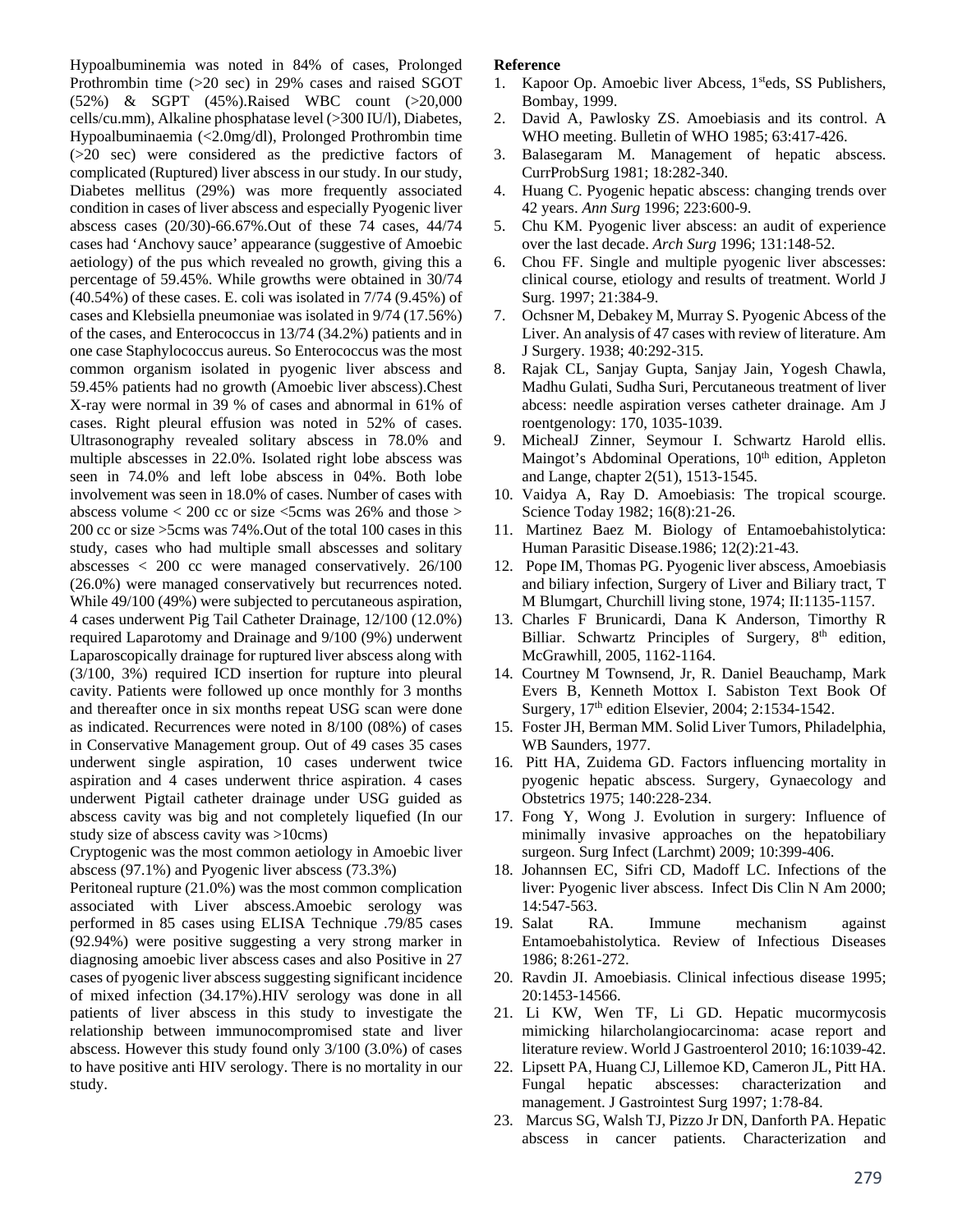Hypoalbuminemia was noted in 84% of cases, Prolonged Prothrombin time (>20 sec) in 29% cases and raised SGOT (52%) & SGPT (45%).Raised WBC count (>20,000 cells/cu.mm), Alkaline phosphatase level (>300 IU/l), Diabetes, Hypoalbuminaemia (<2.0mg/dl), Prolonged Prothrombin time (>20 sec) were considered as the predictive factors of complicated (Ruptured) liver abscess in our study. In our study, Diabetes mellitus (29%) was more frequently associated condition in cases of liver abscess and especially Pyogenic liver abscess cases (20/30)-66.67%.Out of these 74 cases, 44/74 cases had 'Anchovy sauce' appearance (suggestive of Amoebic aetiology) of the pus which revealed no growth, giving this a percentage of 59.45%. While growths were obtained in 30/74 (40.54%) of these cases. E. coli was isolated in 7/74 (9.45%) of cases and Klebsiella pneumoniae was isolated in 9/74 (17.56%) of the cases, and Enterococcus in 13/74 (34.2%) patients and in one case Staphylococcus aureus. So Enterococcus was the most common organism isolated in pyogenic liver abscess and 59.45% patients had no growth (Amoebic liver abscess).Chest X-ray were normal in 39 % of cases and abnormal in 61% of cases. Right pleural effusion was noted in 52% of cases. Ultrasonography revealed solitary abscess in 78.0% and multiple abscesses in 22.0%. Isolated right lobe abscess was seen in 74.0% and left lobe abscess in 04%. Both lobe involvement was seen in 18.0% of cases. Number of cases with abscess volume < 200 cc or size <5cms was 26% and those > 200 cc or size >5cms was 74%.Out of the total 100 cases in this study, cases who had multiple small abscesses and solitary abscesses < 200 cc were managed conservatively. 26/100 (26.0%) were managed conservatively but recurrences noted. While 49/100 (49%) were subjected to percutaneous aspiration, 4 cases underwent Pig Tail Catheter Drainage, 12/100 (12.0%) required Laparotomy and Drainage and 9/100 (9%) underwent Laparoscopically drainage for ruptured liver abscess along with (3/100, 3%) required ICD insertion for rupture into pleural cavity. Patients were followed up once monthly for 3 months and thereafter once in six months repeat USG scan were done as indicated. Recurrences were noted in 8/100 (08%) of cases in Conservative Management group. Out of 49 cases 35 cases underwent single aspiration, 10 cases underwent twice aspiration and 4 cases underwent thrice aspiration. 4 cases underwent Pigtail catheter drainage under USG guided as abscess cavity was big and not completely liquefied (In our study size of abscess cavity was >10cms)

Cryptogenic was the most common aetiology in Amoebic liver abscess (97.1%) and Pyogenic liver abscess (73.3%)

Peritoneal rupture (21.0%) was the most common complication associated with Liver abscess.Amoebic serology was performed in 85 cases using ELISA Technique .79/85 cases (92.94%) were positive suggesting a very strong marker in diagnosing amoebic liver abscess cases and also Positive in 27 cases of pyogenic liver abscess suggesting significant incidence of mixed infection (34.17%).HIV serology was done in all patients of liver abscess in this study to investigate the relationship between immunocompromised state and liver abscess. However this study found only 3/100 (3.0%) of cases to have positive anti HIV serology. There is no mortality in our study.

**Reference**

1. Kapoor Op. Amoebic liver Abcess, 1[st]eds, SS Publishers, Bombay, 1999.
2. David A, Pawlosky ZS. Amoebiasis and its control. A WHO meeting. Bulletin of WHO 1985; 63:417-426.
3. Balasegaram M. Management of hepatic abscess. CurrProbSurg 1981; 18:282-340.
4. Huang C. Pyogenic hepatic abscess: changing trends over 42 years. *Ann Surg* 1996; 223:600-9.
5. Chu KM. Pyogenic liver abscess: an audit of experience over the last decade. *Arch Surg* 1996; 131:148-52.
6. Chou FF. Single and multiple pyogenic liver abscesses: clinical course, etiology and results of treatment. World J Surg. 1997; 21:384-9.
7. Ochsner M, Debakey M, Murray S. Pyogenic Abcess of the Liver. An analysis of 47 cases with review of literature. Am J Surgery. 1938; 40:292-315.
8. Rajak CL, Sanjay Gupta, Sanjay Jain, Yogesh Chawla, Madhu Gulati, Sudha Suri, Percutaneous treatment of liver abcess: needle aspiration verses catheter drainage. Am J roentgenology: 170, 1035-1039.
9. MichealJ Zinner, Seymour I. Schwartz Harold ellis. Maingot's Abdominal Operations, 10[th] edition, Appleton and Lange, chapter 2(51), 1513-1545.
10. Vaidya A, Ray D. Amoebiasis: The tropical scourge. Science Today 1982; 16(8):21-26.
11. Martinez Baez M. Biology of Entamoebahistolytica: Human Parasitic Disease.1986; 12(2):21-43.
12. Pope IM, Thomas PG. Pyogenic liver abscess, Amoebiasis and biliary infection, Surgery of Liver and Biliary tract, T M Blumgart, Churchill living stone, 1974; II:1135-1157.
13. Charles F Brunicardi, Dana K Anderson, Timorthy R Billiar. Schwartz Principles of Surgery, 8[th] edition, McGrawhill, 2005, 1162-1164.
14. Courtney M Townsend, Jr, R. Daniel Beauchamp, Mark Evers B, Kenneth Mottox I. Sabiston Text Book Of Surgery, 17[th] edition Elsevier, 2004; 2:1534-1542.
15. Foster JH, Berman MM. Solid Liver Tumors, Philadelphia, WB Saunders, 1977.
16. Pitt HA, Zuidema GD. Factors influencing mortality in pyogenic hepatic abscess. Surgery, Gynaecology and Obstetrics 1975; 140:228-234.
17. Fong Y, Wong J. Evolution in surgery: Influence of minimally invasive approaches on the hepatobiliary surgeon. Surg Infect (Larchmt) 2009; 10:399-406.
18. Johannsen EC, Sifri CD, Madoff LC. Infections of the liver: Pyogenic liver abscess. Infect Dis Clin N Am 2000; 14:547-563.
19. Salat RA. Immune mechanism against Entamoebahistolytica. Review of Infectious Diseases 1986; 8:261-272.
20. Ravdin JI. Amoebiasis. Clinical infectious disease 1995; 20:1453-14566.
21. Li KW, Wen TF, Li GD. Hepatic mucormycosis mimicking hilarcholangiocarcinoma: acase report and literature review. World J Gastroenterol 2010; 16:1039-42.
22. Lipsett PA, Huang CJ, Lillemoe KD, Cameron JL, Pitt HA. Fungal hepatic abscesses: characterization and management. J Gastrointest Surg 1997; 1:78-84.
23. Marcus SG, Walsh TJ, Pizzo Jr DN, Danforth PA. Hepatic abscess in cancer patients. Characterization and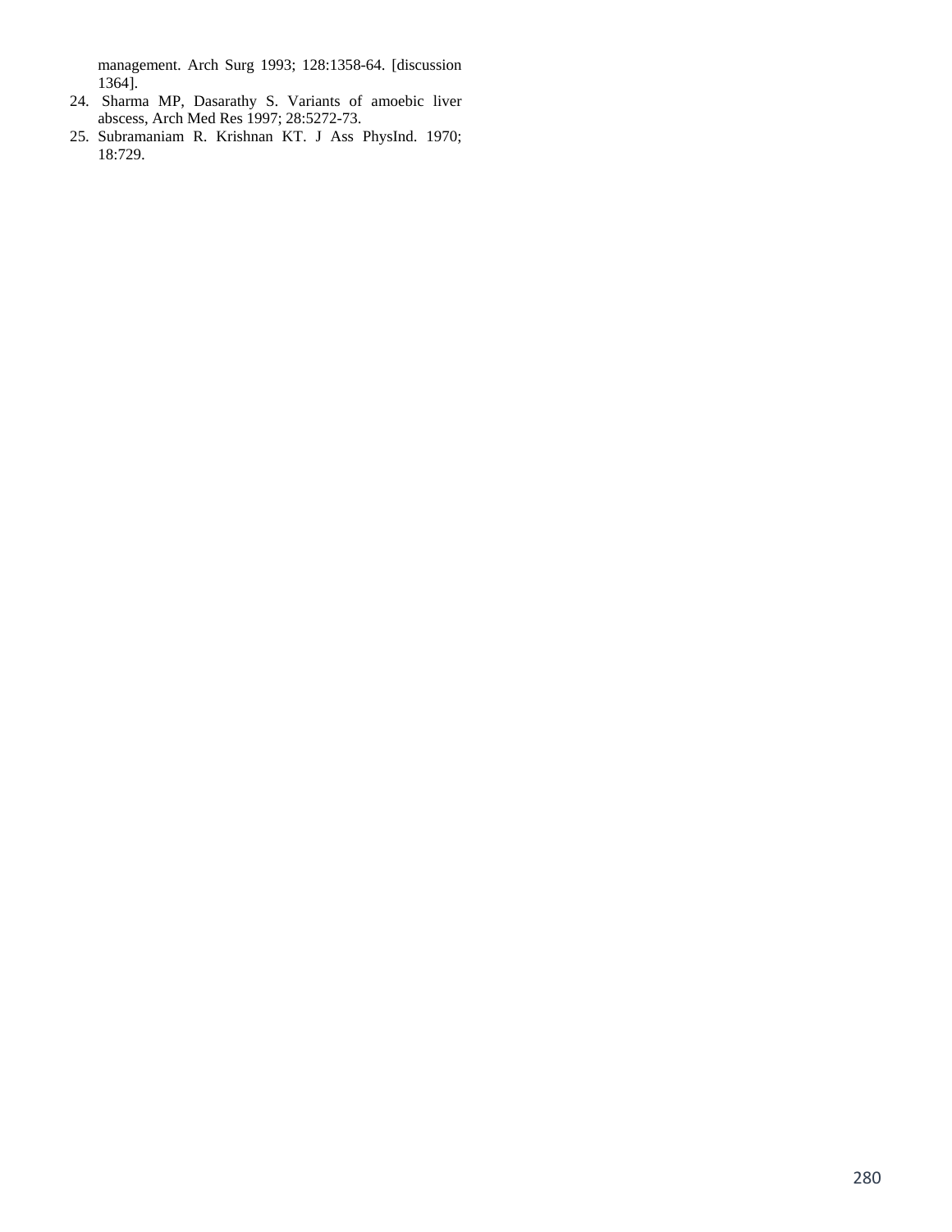management. Arch Surg 1993; 128:1358-64. [discussion 1364].

24. Sharma MP, Dasarathy S. Variants of amoebic liver abscess, Arch Med Res 1997; 28:5272-73.
25. Subramaniam R. Krishnan KT. J Ass PhysInd. 1970; 18:729.